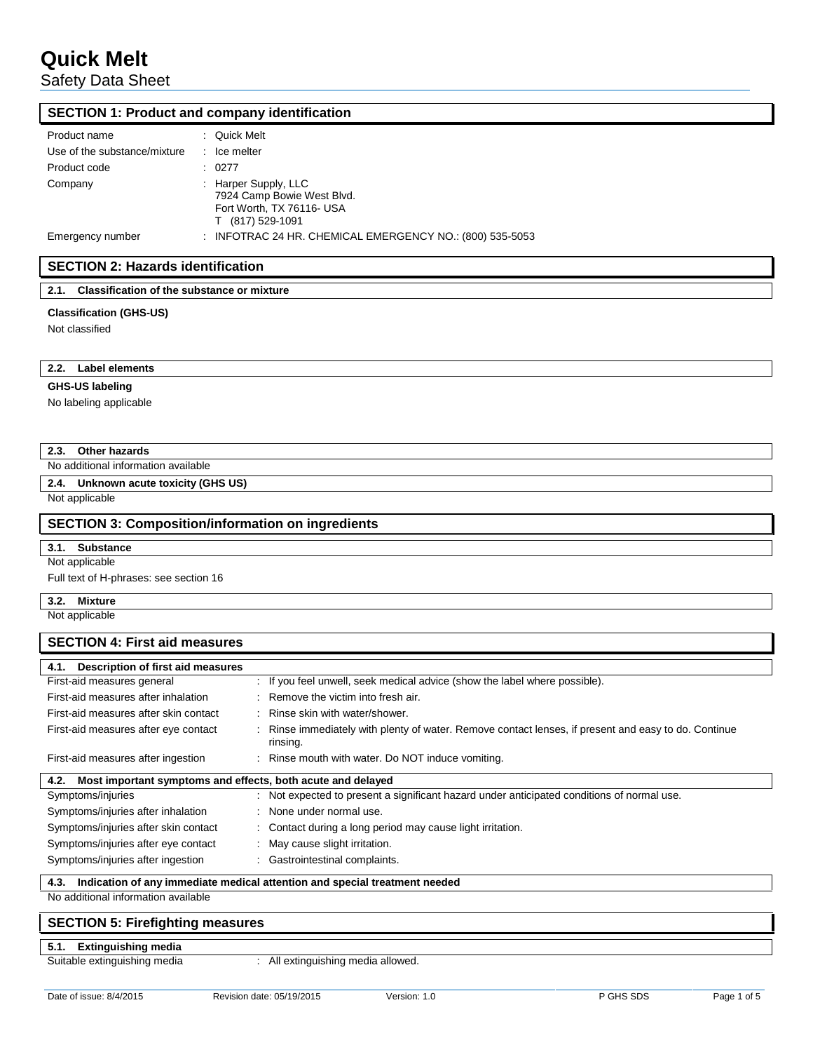# Quick Melt

Safety Data Sheet

## SECTION 1: Product and company identification

| | |
|---|---|
| Product name | : Quick Melt |
| Use of the substance/mixture | : Ice melter |
| Product code | : 0277 |
| Company | : Harper Supply, LLC<br>7924 Camp Bowie West Blvd.<br>Fort Worth, TX 76116- USA<br>T (817) 529-1091 |
| Emergency number | : INFOTRAC 24 HR. CHEMICAL EMERGENCY NO.: (800) 535-5053 |

## SECTION 2: Hazards identification

### 2.1. Classification of the substance or mixture

**Classification (GHS-US)**

Not classified

### 2.2. Label elements

**GHS-US labeling**

No labeling applicable

### 2.3. Other hazards

No additional information available

### 2.4. Unknown acute toxicity (GHS US)

Not applicable

## SECTION 3: Composition/information on ingredients

### 3.1. Substance

Not applicable

Full text of H-phrases: see section 16

### 3.2. Mixture

Not applicable

## SECTION 4: First aid measures

### 4.1. Description of first aid measures

| | |
|---|---|
| First-aid measures general | : If you feel unwell, seek medical advice (show the label where possible). |
| First-aid measures after inhalation | : Remove the victim into fresh air. |
| First-aid measures after skin contact | : Rinse skin with water/shower. |
| First-aid measures after eye contact | : Rinse immediately with plenty of water. Remove contact lenses, if present and easy to do. Continue rinsing. |
| First-aid measures after ingestion | : Rinse mouth with water. Do NOT induce vomiting. |

### 4.2. Most important symptoms and effects, both acute and delayed

| | |
|---|---|
| Symptoms/injuries | : Not expected to present a significant hazard under anticipated conditions of normal use. |
| Symptoms/injuries after inhalation | : None under normal use. |
| Symptoms/injuries after skin contact | : Contact during a long period may cause light irritation. |
| Symptoms/injuries after eye contact | : May cause slight irritation. |
| Symptoms/injuries after ingestion | : Gastrointestinal complaints. |

### 4.3. Indication of any immediate medical attention and special treatment needed

No additional information available

## SECTION 5: Firefighting measures

### 5.1. Extinguishing media

| | |
|---|---|
| Suitable extinguishing media | : All extinguishing media allowed. |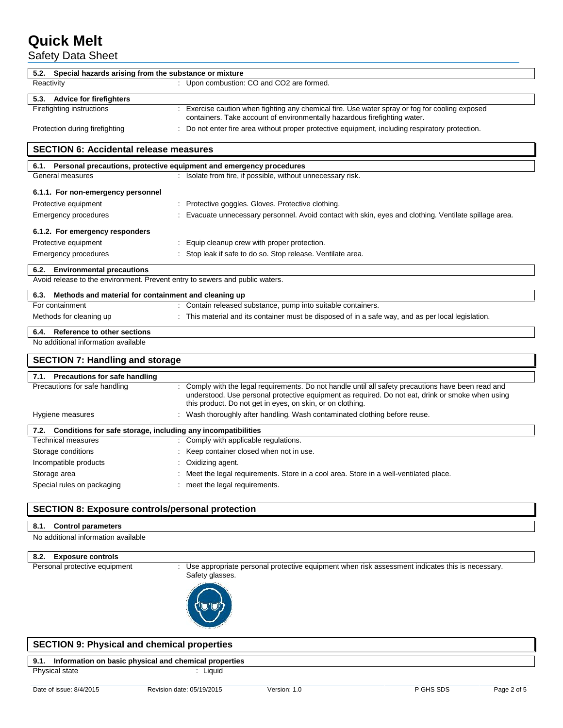| 5.2. Special hazards arising from the substance or mixture | |
| --- | --- |
| Reactivity | : Upon combustion: CO and $CO_2$ are formed. |

| 5.3. Advice for firefighters | |
| --- | --- |
| Firefighting instructions | : Exercise caution when fighting any chemical fire. Use water spray or fog for cooling exposed containers. Take account of environmentally hazardous firefighting water. |
| Protection during firefighting | : Do not enter fire area without proper protective equipment, including respiratory protection. |

## SECTION 6: Accidental release measures

| 6.1. Personal precautions, protective equipment and emergency procedures | |
| --- | --- |
| General measures | : Isolate from fire, if possible, without unnecessary risk. |

**6.1.1. For non-emergency personnel**

| | |
| --- | --- |
| Protective equipment | : Protective goggles. Gloves. Protective clothing. |
| Emergency procedures | : Evacuate unnecessary personnel. Avoid contact with skin, eyes and clothing. Ventilate spillage area. |

**6.1.2. For emergency responders**

| | |
| --- | --- |
| Protective equipment | : Equip cleanup crew with proper protection. |
| Emergency procedures | : Stop leak if safe to do so. Stop release. Ventilate area. |

**6.2. Environmental precautions**

Avoid release to the environment. Prevent entry to sewers and public waters.

| 6.3. Methods and material for containment and cleaning up | |
| --- | --- |
| For containment | : Contain released substance, pump into suitable containers. |
| Methods for cleaning up | : This material and its container must be disposed of in a safe way, and as per local legislation. |

**6.4. Reference to other sections**

No additional information available

## SECTION 7: Handling and storage

| 7.1. Precautions for safe handling | |
| --- | --- |
| Precautions for safe handling | : Comply with the legal requirements. Do not handle until all safety precautions have been read and understood. Use personal protective equipment as required. Do not eat, drink or smoke when using this product. Do not get in eyes, on skin, or on clothing. |
| Hygiene measures | : Wash thoroughly after handling. Wash contaminated clothing before reuse. |

| 7.2. Conditions for safe storage, including any incompatibilities | |
| --- | --- |
| Technical measures | : Comply with applicable regulations. |
| Storage conditions | : Keep container closed when not in use. |
| Incompatible products | : Oxidizing agent. |
| Storage area | : Meet the legal requirements. Store in a cool area. Store in a well-ventilated place. |
| Special rules on packaging | : meet the legal requirements. |

## SECTION 8: Exposure controls/personal protection

**8.1. Control parameters**

No additional information available

| 8.2. Exposure controls | |
| --- | --- |
| Personal protective equipment | : Use appropriate personal protective equipment when risk assessment indicates this is necessary. Safety glasses. |

## SECTION 9: Physical and chemical properties

| 9.1. Information on basic physical and chemical properties | |
| --- | --- |
| Physical state | : Liquid |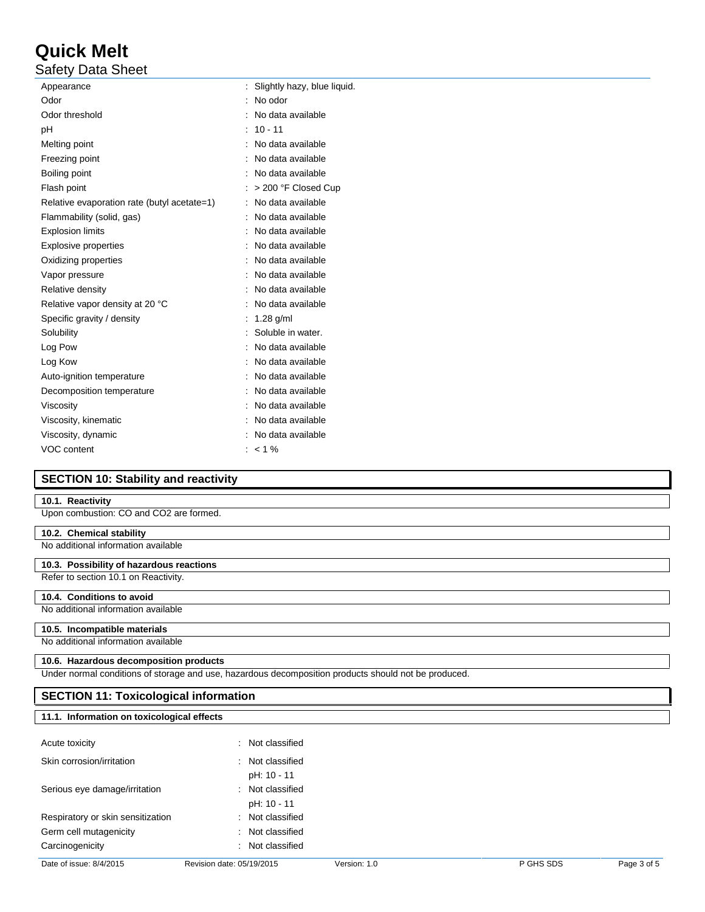| | |
|---|---|
| Appearance | : Slightly hazy, blue liquid. |
| Odor | : No odor |
| Odor threshold | : No data available |
| pH | : 10 - 11 |
| Melting point | : No data available |
| Freezing point | : No data available |
| Boiling point | : No data available |
| Flash point | : > 200 °F Closed Cup |
| Relative evaporation rate (butyl acetate=1) | : No data available |
| Flammability (solid, gas) | : No data available |
| Explosion limits | : No data available |
| Explosive properties | : No data available |
| Oxidizing properties | : No data available |
| Vapor pressure | : No data available |
| Relative density | : No data available |
| Relative vapor density at 20 °C | : No data available |
| Specific gravity / density | : 1.28 g/ml |
| Solubility | : Soluble in water. |
| Log Pow | : No data available |
| Log Kow | : No data available |
| Auto-ignition temperature | : No data available |
| Decomposition temperature | : No data available |
| Viscosity | : No data available |
| Viscosity, kinematic | : No data available |
| Viscosity, dynamic | : No data available |
| VOC content | : < 1 % |

## SECTION 10: Stability and reactivity

### 10.1. Reactivity

Upon combustion: CO and CO2 are formed.

### 10.2. Chemical stability

No additional information available

### 10.3. Possibility of hazardous reactions

Refer to section 10.1 on Reactivity.

### 10.4. Conditions to avoid

No additional information available

### 10.5. Incompatible materials

No additional information available

### 10.6. Hazardous decomposition products

Under normal conditions of storage and use, hazardous decomposition products should not be produced.

## SECTION 11: Toxicological information

### 11.1. Information on toxicological effects

| | |
|---|---|
| Acute toxicity | : Not classified |
| Skin corrosion/irritation | : Not classified<br>pH: 10 - 11 |
| Serious eye damage/irritation | : Not classified<br>pH: 10 - 11 |
| Respiratory or skin sensitization | : Not classified |
| Germ cell mutagenicity | : Not classified |
| Carcinogenicity | : Not classified |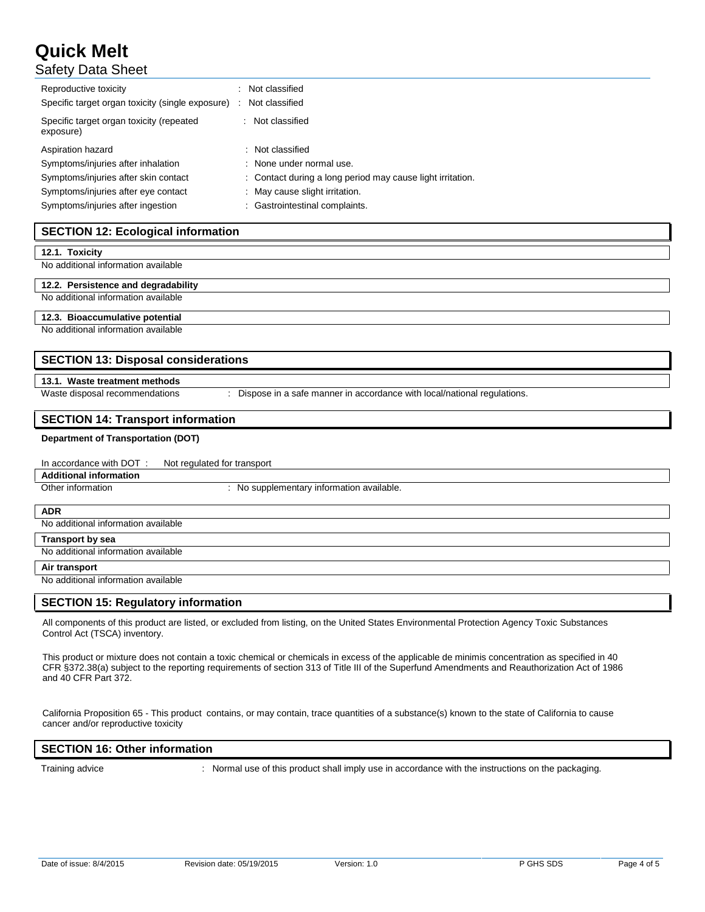| | |
|---|---|
| Reproductive toxicity | : Not classified |
| Specific target organ toxicity (single exposure) | : Not classified |
| Specific target organ toxicity (repeated exposure) | : Not classified |
| Aspiration hazard | : Not classified |
| Symptoms/injuries after inhalation | : None under normal use. |
| Symptoms/injuries after skin contact | : Contact during a long period may cause light irritation. |
| Symptoms/injuries after eye contact | : May cause slight irritation. |
| Symptoms/injuries after ingestion | : Gastrointestinal complaints. |

## SECTION 12: Ecological information

### 12.1. Toxicity

No additional information available

### 12.2. Persistence and degradability

No additional information available

### 12.3. Bioaccumulative potential

No additional information available

## SECTION 13: Disposal considerations

### 13.1. Waste treatment methods

Waste disposal recommendations : Dispose in a safe manner in accordance with local/national regulations.

## SECTION 14: Transport information

**Department of Transportation (DOT)**

In accordance with DOT : Not regulated for transport

### Additional information

Other information : No supplementary information available.

### ADR

No additional information available

### Transport by sea

No additional information available

### Air transport

No additional information available

## SECTION 15: Regulatory information

All components of this product are listed, or excluded from listing, on the United States Environmental Protection Agency Toxic Substances Control Act (TSCA) inventory.

This product or mixture does not contain a toxic chemical or chemicals in excess of the applicable de minimis concentration as specified in 40 CFR §372.38(a) subject to the reporting requirements of section 313 of Title III of the Superfund Amendments and Reauthorization Act of 1986 and 40 CFR Part 372.

California Proposition 65 - This product contains, or may contain, trace quantities of a substance(s) known to the state of California to cause cancer and/or reproductive toxicity

## SECTION 16: Other information

Training advice : Normal use of this product shall imply use in accordance with the instructions on the packaging.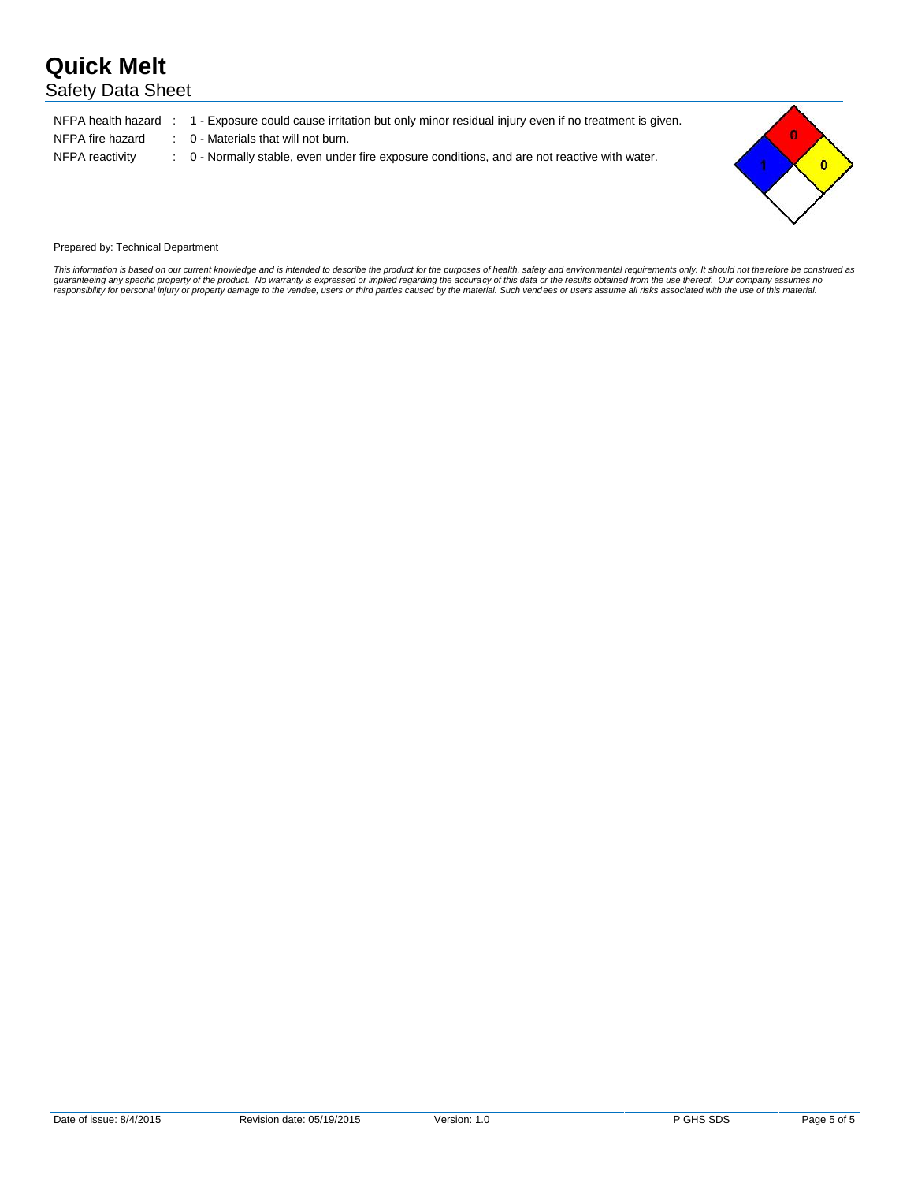NFPA health hazard : 1 - Exposure could cause irritation but only minor residual injury even if no treatment is given.

NFPA fire hazard : 0 - Materials that will not burn.

NFPA reactivity : 0 - Normally stable, even under fire exposure conditions, and are not reactive with water.

Prepared by: Technical Department

*This information is based on our current knowledge and is intended to describe the product for the purposes of health, safety and environmental requirements only. It should not therefore be construed as guaranteeing any specific property of the product. No warranty is expressed or implied regarding the accuracy of this data or the results obtained from the use thereof. Our company assumes no responsibility for personal injury or property damage to the vendee, users or third parties caused by the material. Such vendees or users assume all risks associated with the use of this material.*